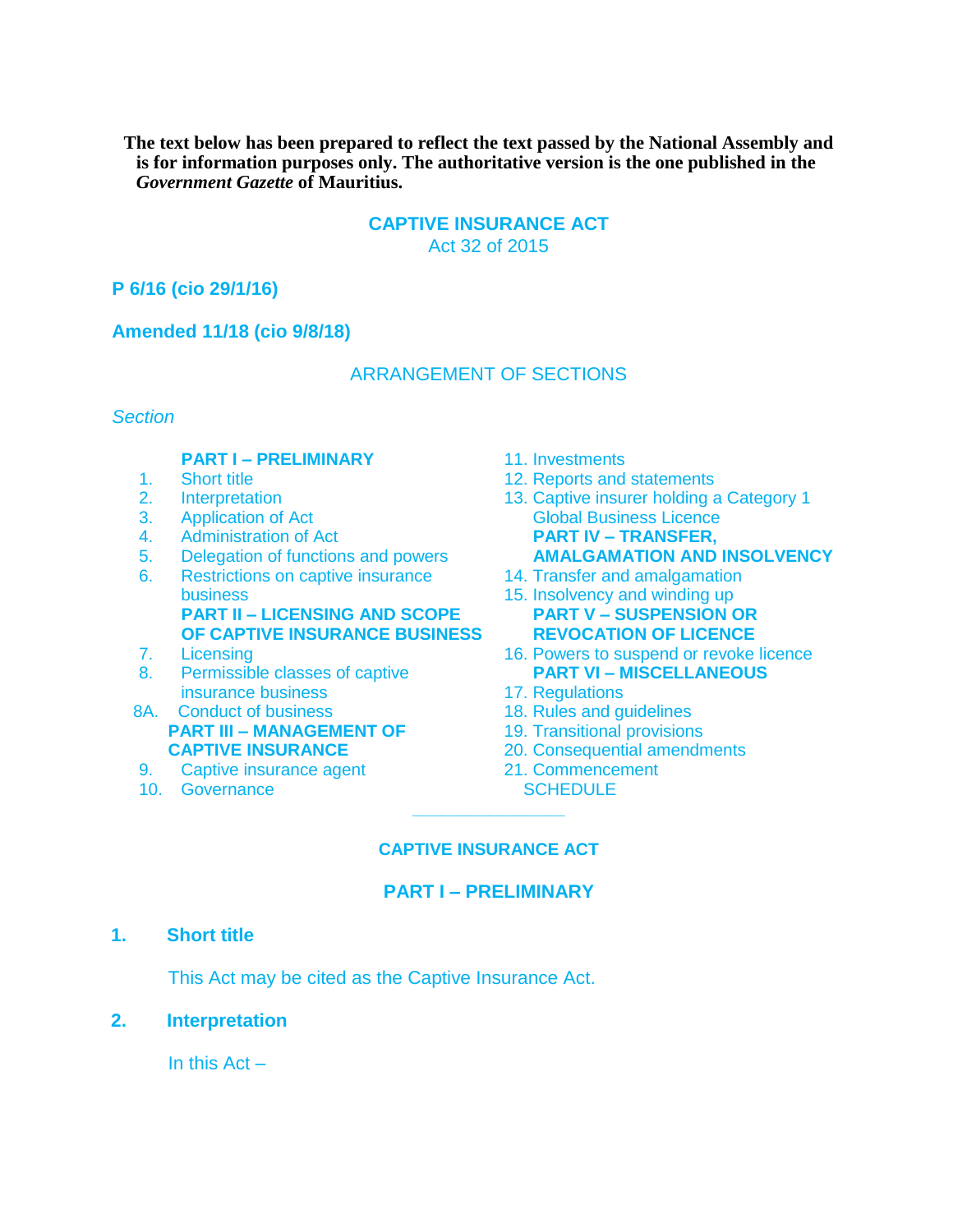**The text below has been prepared to reflect the text passed by the National Assembly and is for information purposes only. The authoritative version is the one published in the *Government Gazette* of Mauritius.**

# CAPTIVE INSURANCE ACT

Act 32 of 2015

**P 6/16 (cio 29/1/16)**

**Amended 11/18 (cio 9/8/18)**

## ARRANGEMENT OF SECTIONS

*Section*

**PART I – PRELIMINARY**

1. Short title
2. Interpretation
3. Application of Act
4. Administration of Act
5. Delegation of functions and powers
6. Restrictions on captive insurance business

**PART II – LICENSING AND SCOPE OF CAPTIVE INSURANCE BUSINESS**

7. Licensing
8. Permissible classes of captive insurance business

8A. Conduct of business

**PART III – MANAGEMENT OF CAPTIVE INSURANCE**

9. Captive insurance agent
10. Governance
11. Investments
12. Reports and statements
13. Captive insurer holding a Category 1 Global Business Licence

**PART IV – TRANSFER, AMALGAMATION AND INSOLVENCY**

14. Transfer and amalgamation
15. Insolvency and winding up

**PART V – SUSPENSION OR REVOCATION OF LICENCE**

16. Powers to suspend or revoke licence

**PART VI – MISCELLANEOUS**

17. Regulations
18. Rules and guidelines
19. Transitional provisions
20. Consequential amendments
21. Commencement

SCHEDULE

---

# CAPTIVE INSURANCE ACT

## PART I – PRELIMINARY

### 1. Short title

This Act may be cited as the Captive Insurance Act.

### 2. Interpretation

In this Act –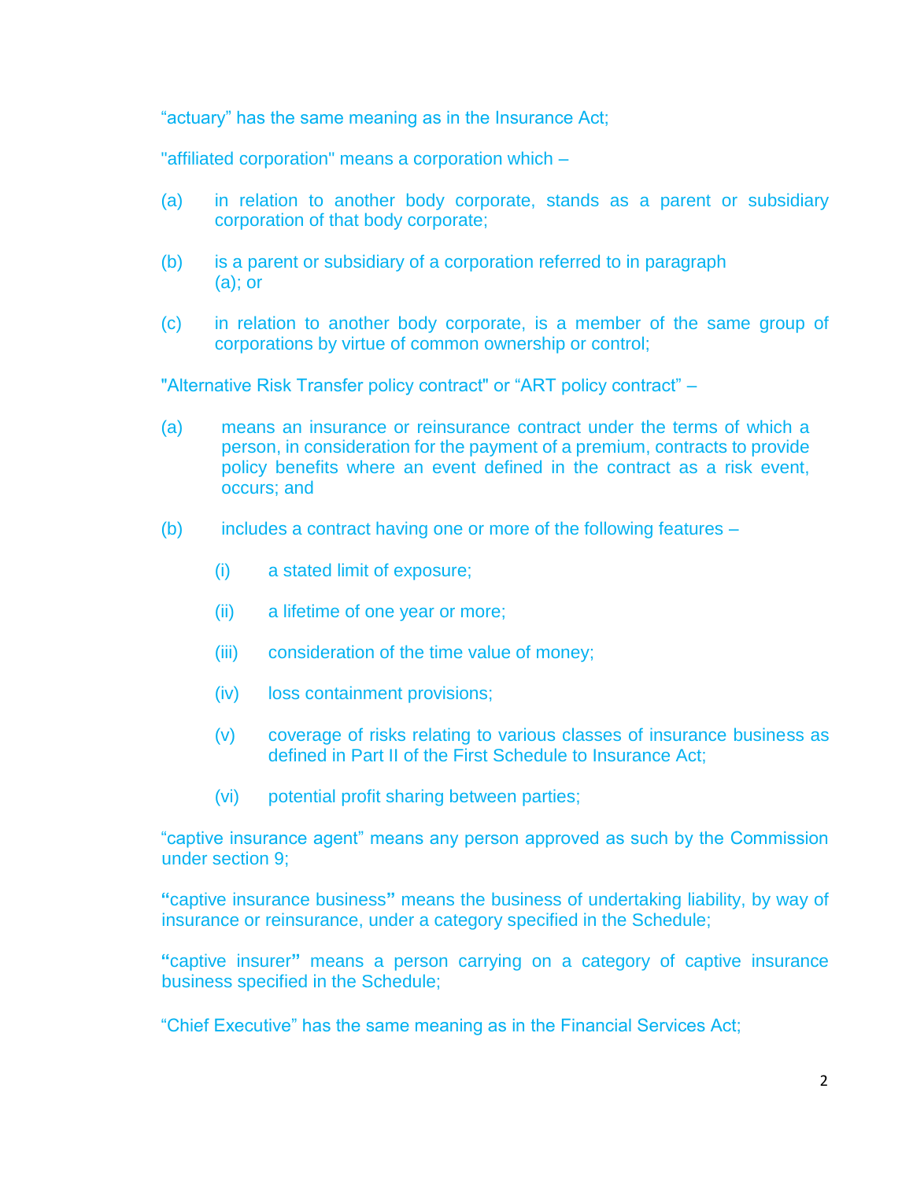"actuary" has the same meaning as in the Insurance Act;

"affiliated corporation" means a corporation which –

(a) in relation to another body corporate, stands as a parent or subsidiary corporation of that body corporate;

(b) is a parent or subsidiary of a corporation referred to in paragraph (a); or

(c) in relation to another body corporate, is a member of the same group of corporations by virtue of common ownership or control;

"Alternative Risk Transfer policy contract" or "ART policy contract" –

(a) means an insurance or reinsurance contract under the terms of which a person, in consideration for the payment of a premium, contracts to provide policy benefits where an event defined in the contract as a risk event, occurs; and

(b) includes a contract having one or more of the following features –

(i) a stated limit of exposure;

(ii) a lifetime of one year or more;

(iii) consideration of the time value of money;

(iv) loss containment provisions;

(v) coverage of risks relating to various classes of insurance business as defined in Part II of the First Schedule to Insurance Act;

(vi) potential profit sharing between parties;

"captive insurance agent" means any person approved as such by the Commission under section 9;

"captive insurance business" means the business of undertaking liability, by way of insurance or reinsurance, under a category specified in the Schedule;

"captive insurer" means a person carrying on a category of captive insurance business specified in the Schedule;

"Chief Executive" has the same meaning as in the Financial Services Act;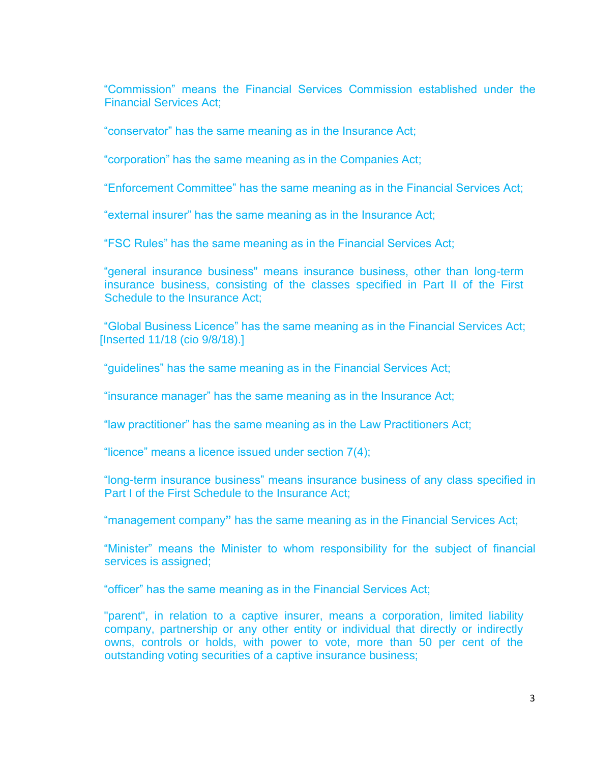"Commission" means the Financial Services Commission established under the Financial Services Act;

"conservator" has the same meaning as in the Insurance Act;

"corporation" has the same meaning as in the Companies Act;

"Enforcement Committee" has the same meaning as in the Financial Services Act;

"external insurer" has the same meaning as in the Insurance Act;

"FSC Rules" has the same meaning as in the Financial Services Act;

"general insurance business" means insurance business, other than long-term insurance business, consisting of the classes specified in Part II of the First Schedule to the Insurance Act;

"Global Business Licence" has the same meaning as in the Financial Services Act;
[Inserted 11/18 (cio 9/8/18).]

"guidelines" has the same meaning as in the Financial Services Act;

"insurance manager" has the same meaning as in the Insurance Act;

"law practitioner" has the same meaning as in the Law Practitioners Act;

"licence" means a licence issued under section 7(4);

"long-term insurance business" means insurance business of any class specified in Part I of the First Schedule to the Insurance Act;

"management company" has the same meaning as in the Financial Services Act;

"Minister" means the Minister to whom responsibility for the subject of financial services is assigned;

"officer" has the same meaning as in the Financial Services Act;

"parent", in relation to a captive insurer, means a corporation, limited liability company, partnership or any other entity or individual that directly or indirectly owns, controls or holds, with power to vote, more than 50 per cent of the outstanding voting securities of a captive insurance business;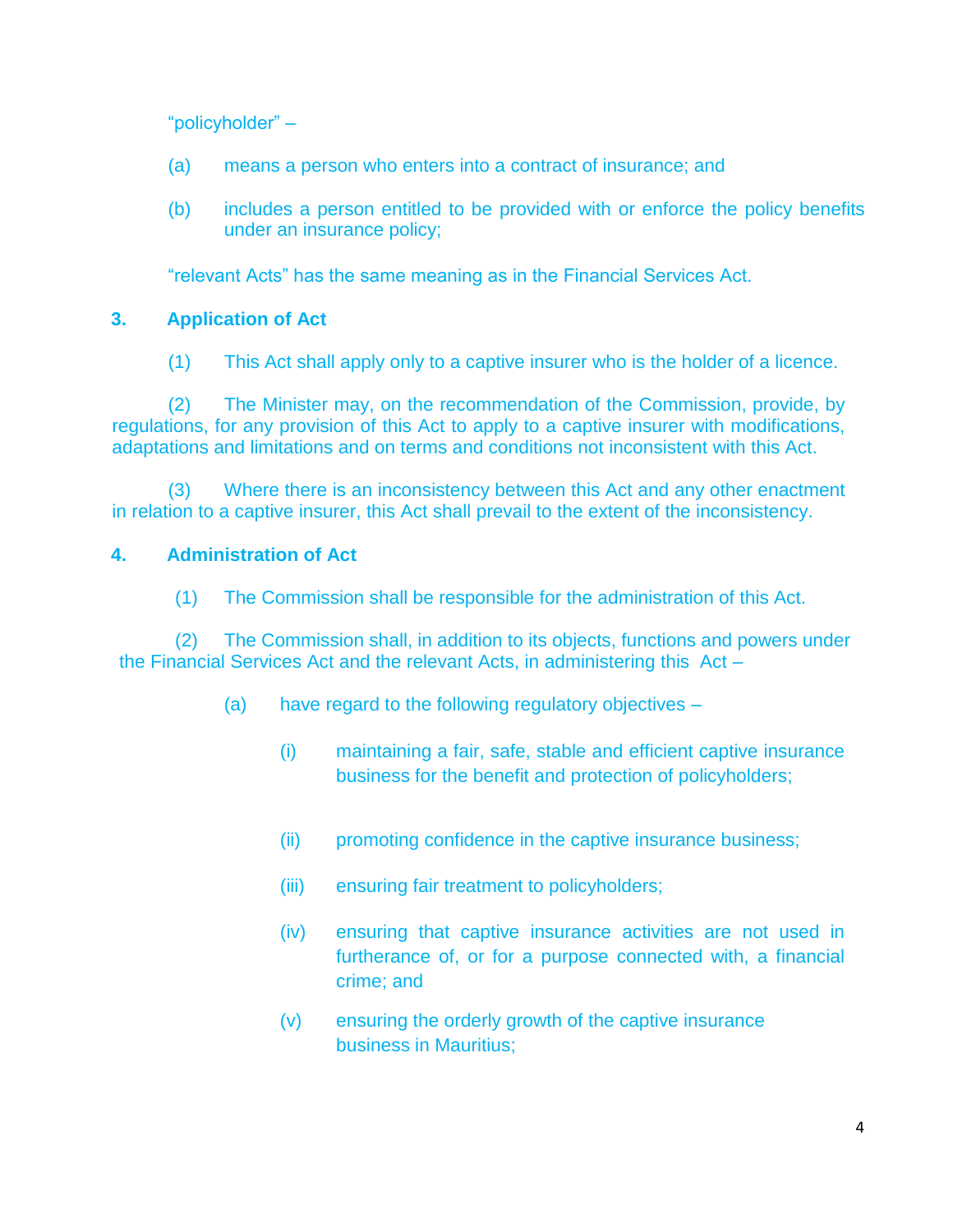"policyholder" –

(a) means a person who enters into a contract of insurance; and

(b) includes a person entitled to be provided with or enforce the policy benefits under an insurance policy;

"relevant Acts" has the same meaning as in the Financial Services Act.

## 3. Application of Act

(1) This Act shall apply only to a captive insurer who is the holder of a licence.

(2) The Minister may, on the recommendation of the Commission, provide, by regulations, for any provision of this Act to apply to a captive insurer with modifications, adaptations and limitations and on terms and conditions not inconsistent with this Act.

(3) Where there is an inconsistency between this Act and any other enactment in relation to a captive insurer, this Act shall prevail to the extent of the inconsistency.

## 4. Administration of Act

(1) The Commission shall be responsible for the administration of this Act.

(2) The Commission shall, in addition to its objects, functions and powers under the Financial Services Act and the relevant Acts, in administering this Act –

(a) have regard to the following regulatory objectives –

(i) maintaining a fair, safe, stable and efficient captive insurance business for the benefit and protection of policyholders;

(ii) promoting confidence in the captive insurance business;

(iii) ensuring fair treatment to policyholders;

(iv) ensuring that captive insurance activities are not used in furtherance of, or for a purpose connected with, a financial crime; and

(v) ensuring the orderly growth of the captive insurance business in Mauritius;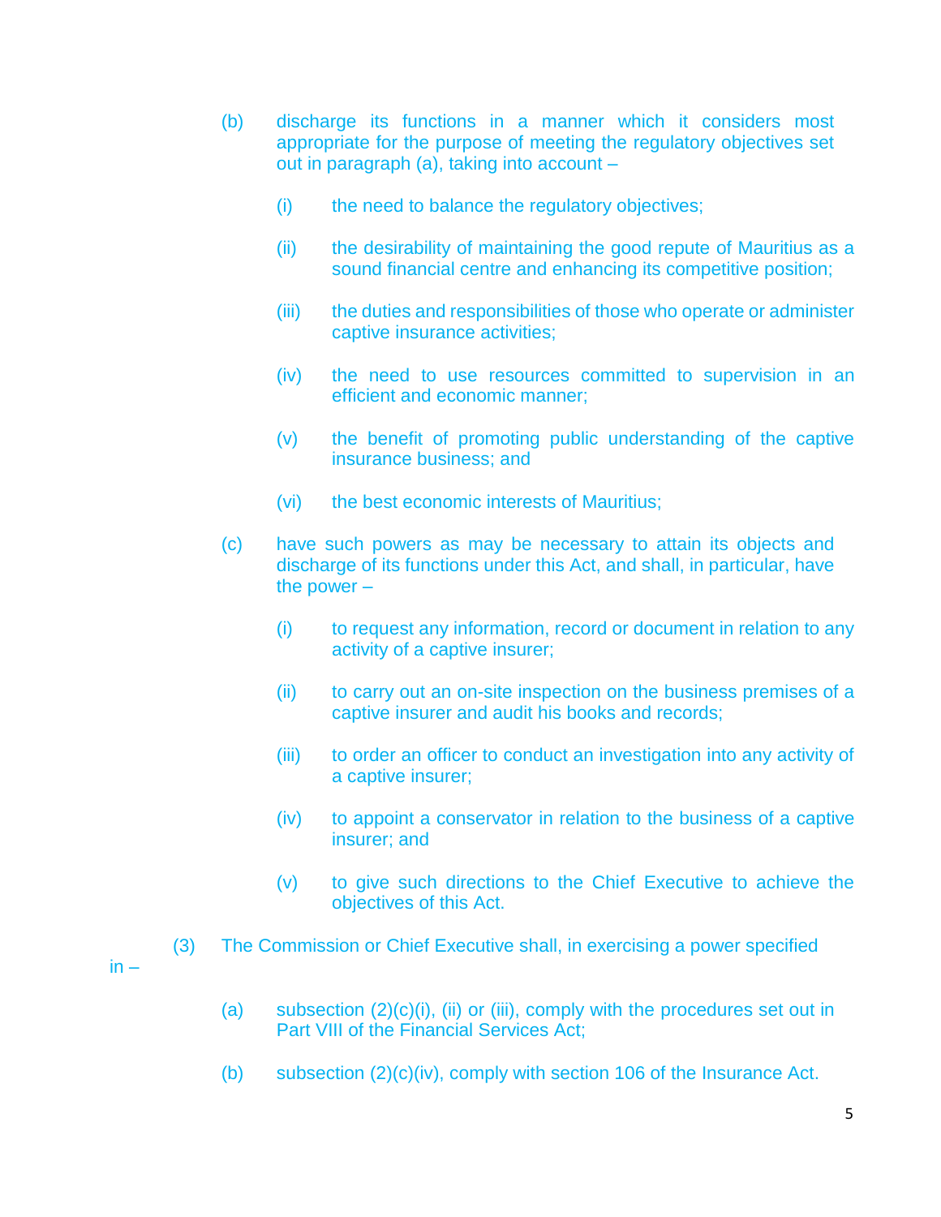(b) discharge its functions in a manner which it considers most appropriate for the purpose of meeting the regulatory objectives set out in paragraph (a), taking into account –

(i) the need to balance the regulatory objectives;

(ii) the desirability of maintaining the good repute of Mauritius as a sound financial centre and enhancing its competitive position;

(iii) the duties and responsibilities of those who operate or administer captive insurance activities;

(iv) the need to use resources committed to supervision in an efficient and economic manner;

(v) the benefit of promoting public understanding of the captive insurance business; and

(vi) the best economic interests of Mauritius;

(c) have such powers as may be necessary to attain its objects and discharge of its functions under this Act, and shall, in particular, have the power –

(i) to request any information, record or document in relation to any activity of a captive insurer;

(ii) to carry out an on-site inspection on the business premises of a captive insurer and audit his books and records;

(iii) to order an officer to conduct an investigation into any activity of a captive insurer;

(iv) to appoint a conservator in relation to the business of a captive insurer; and

(v) to give such directions to the Chief Executive to achieve the objectives of this Act.

(3) The Commission or Chief Executive shall, in exercising a power specified in –

(a) subsection (2)(c)(i), (ii) or (iii), comply with the procedures set out in Part VIII of the Financial Services Act;

(b) subsection (2)(c)(iv), comply with section 106 of the Insurance Act.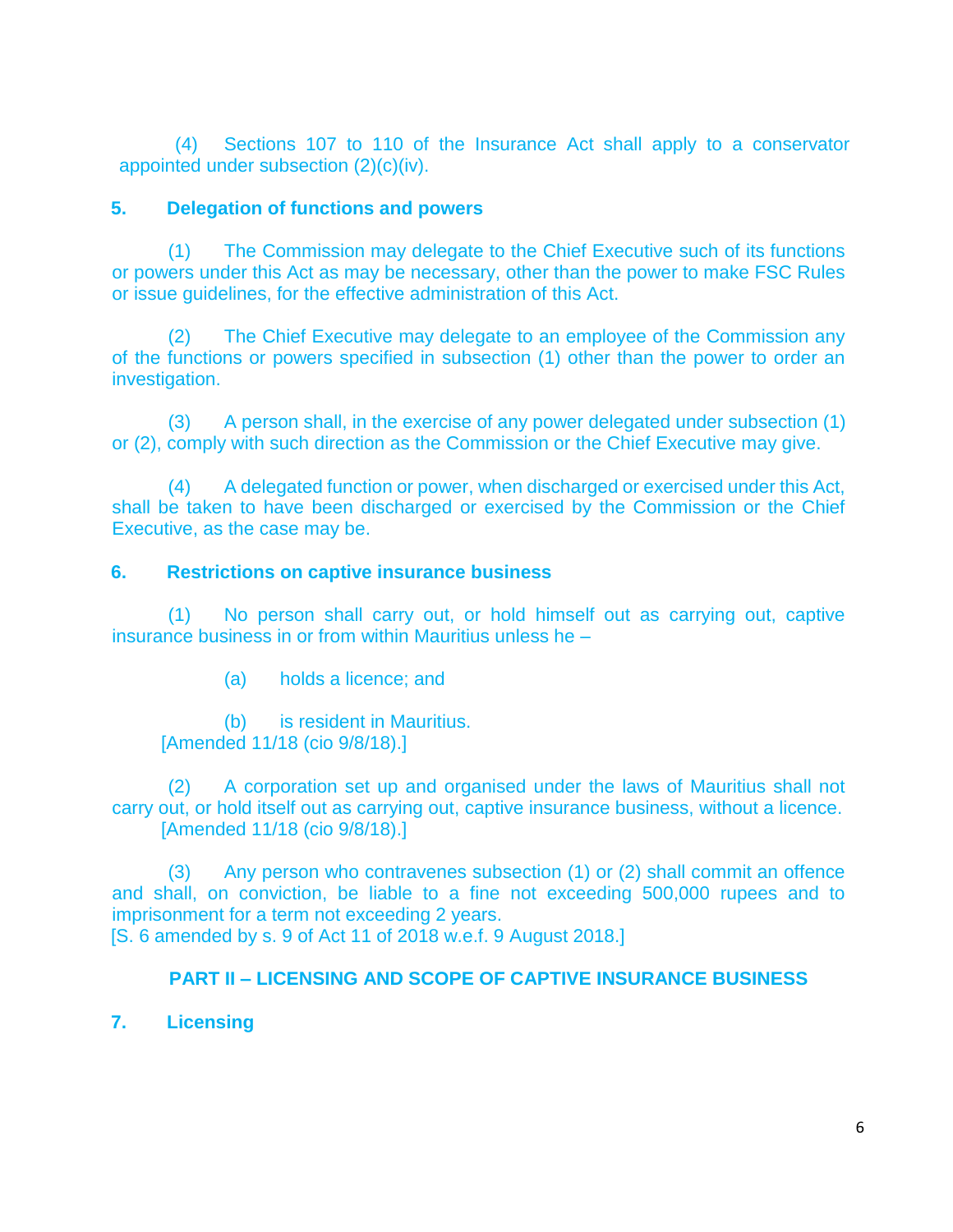(4) Sections 107 to 110 of the Insurance Act shall apply to a conservator appointed under subsection (2)(c)(iv).

### 5. Delegation of functions and powers

(1) The Commission may delegate to the Chief Executive such of its functions or powers under this Act as may be necessary, other than the power to make FSC Rules or issue guidelines, for the effective administration of this Act.

(2) The Chief Executive may delegate to an employee of the Commission any of the functions or powers specified in subsection (1) other than the power to order an investigation.

(3) A person shall, in the exercise of any power delegated under subsection (1) or (2), comply with such direction as the Commission or the Chief Executive may give.

(4) A delegated function or power, when discharged or exercised under this Act, shall be taken to have been discharged or exercised by the Commission or the Chief Executive, as the case may be.

### 6. Restrictions on captive insurance business

(1) No person shall carry out, or hold himself out as carrying out, captive insurance business in or from within Mauritius unless he –

(a) holds a licence; and

(b) is resident in Mauritius.
[Amended 11/18 (cio 9/8/18).]

(2) A corporation set up and organised under the laws of Mauritius shall not carry out, or hold itself out as carrying out, captive insurance business, without a licence.
[Amended 11/18 (cio 9/8/18).]

(3) Any person who contravenes subsection (1) or (2) shall commit an offence and shall, on conviction, be liable to a fine not exceeding 500,000 rupees and to imprisonment for a term not exceeding 2 years.
[S. 6 amended by s. 9 of Act 11 of 2018 w.e.f. 9 August 2018.]

## PART II – LICENSING AND SCOPE OF CAPTIVE INSURANCE BUSINESS

### 7. Licensing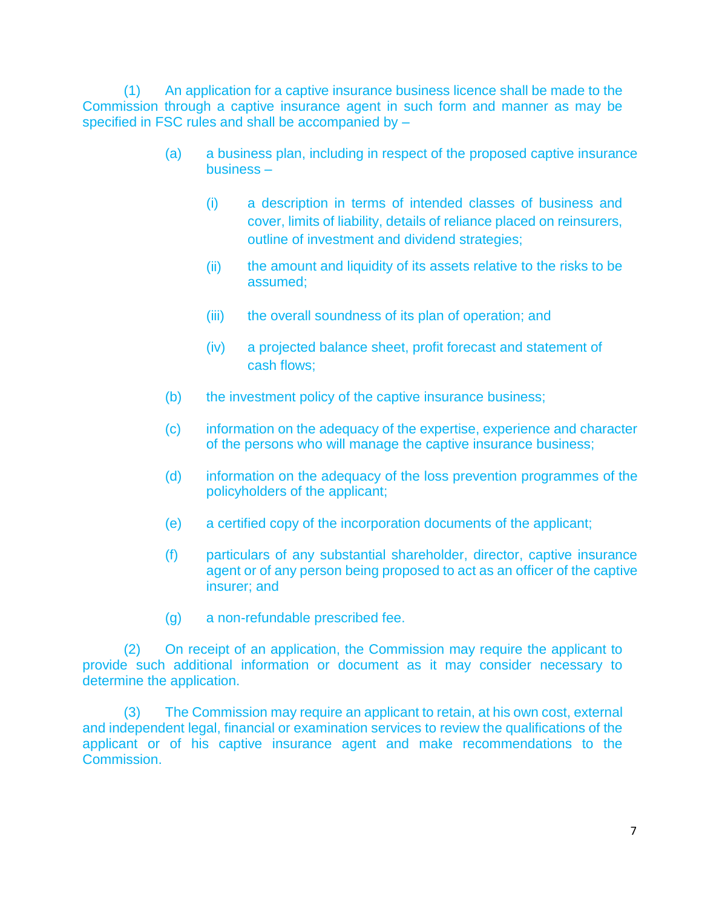(1) An application for a captive insurance business licence shall be made to the Commission through a captive insurance agent in such form and manner as may be specified in FSC rules and shall be accompanied by –

(a) a business plan, including in respect of the proposed captive insurance business –

(i) a description in terms of intended classes of business and cover, limits of liability, details of reliance placed on reinsurers, outline of investment and dividend strategies;

(ii) the amount and liquidity of its assets relative to the risks to be assumed;

(iii) the overall soundness of its plan of operation; and

(iv) a projected balance sheet, profit forecast and statement of cash flows;

(b) the investment policy of the captive insurance business;

(c) information on the adequacy of the expertise, experience and character of the persons who will manage the captive insurance business;

(d) information on the adequacy of the loss prevention programmes of the policyholders of the applicant;

(e) a certified copy of the incorporation documents of the applicant;

(f) particulars of any substantial shareholder, director, captive insurance agent or of any person being proposed to act as an officer of the captive insurer; and

(g) a non-refundable prescribed fee.

(2) On receipt of an application, the Commission may require the applicant to provide such additional information or document as it may consider necessary to determine the application.

(3) The Commission may require an applicant to retain, at his own cost, external and independent legal, financial or examination services to review the qualifications of the applicant or of his captive insurance agent and make recommendations to the Commission.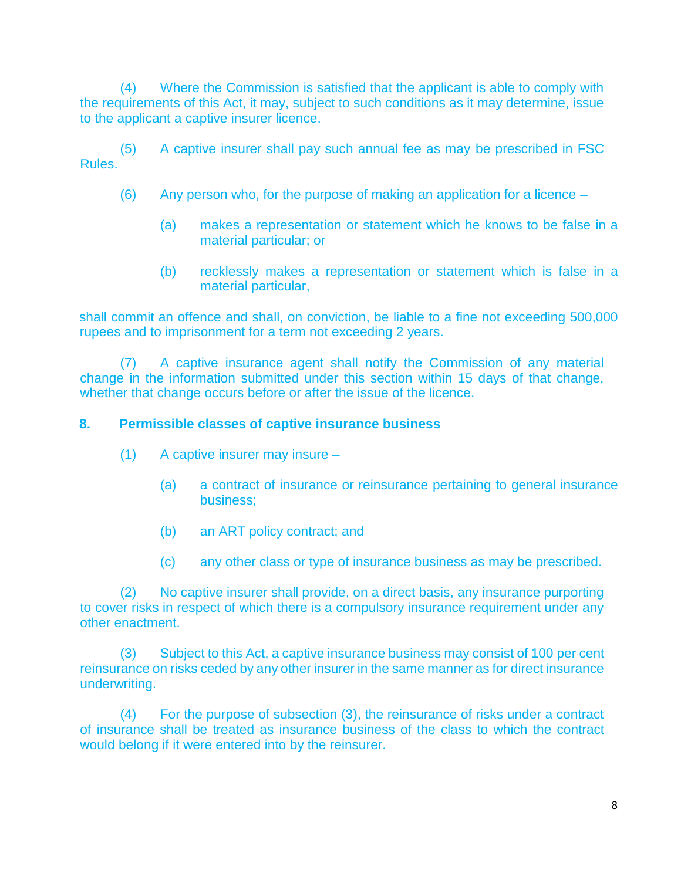(4) Where the Commission is satisfied that the applicant is able to comply with the requirements of this Act, it may, subject to such conditions as it may determine, issue to the applicant a captive insurer licence.

(5) A captive insurer shall pay such annual fee as may be prescribed in FSC Rules.

(6) Any person who, for the purpose of making an application for a licence –

(a) makes a representation or statement which he knows to be false in a material particular; or

(b) recklessly makes a representation or statement which is false in a material particular,

shall commit an offence and shall, on conviction, be liable to a fine not exceeding 500,000 rupees and to imprisonment for a term not exceeding 2 years.

(7) A captive insurance agent shall notify the Commission of any material change in the information submitted under this section within 15 days of that change, whether that change occurs before or after the issue of the licence.

**8. Permissible classes of captive insurance business**

(1) A captive insurer may insure –

(a) a contract of insurance or reinsurance pertaining to general insurance business;

(b) an ART policy contract; and

(c) any other class or type of insurance business as may be prescribed.

(2) No captive insurer shall provide, on a direct basis, any insurance purporting to cover risks in respect of which there is a compulsory insurance requirement under any other enactment.

(3) Subject to this Act, a captive insurance business may consist of 100 per cent reinsurance on risks ceded by any other insurer in the same manner as for direct insurance underwriting.

(4) For the purpose of subsection (3), the reinsurance of risks under a contract of insurance shall be treated as insurance business of the class to which the contract would belong if it were entered into by the reinsurer.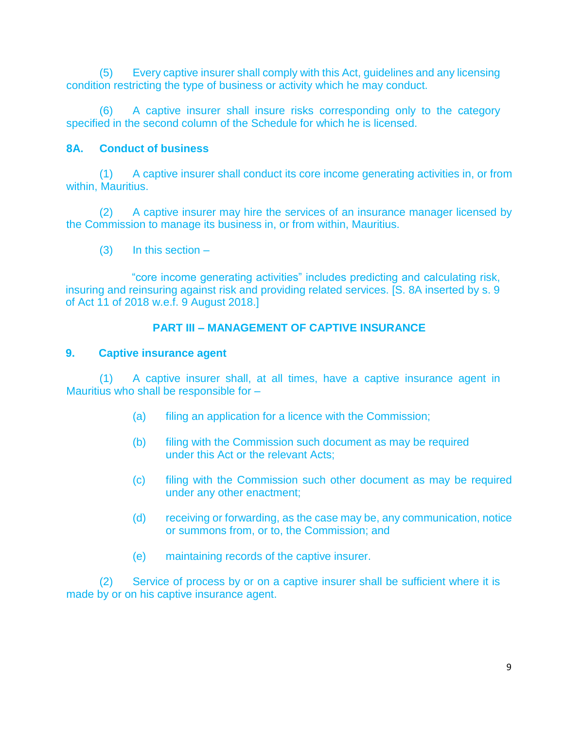(5) Every captive insurer shall comply with this Act, guidelines and any licensing condition restricting the type of business or activity which he may conduct.

(6) A captive insurer shall insure risks corresponding only to the category specified in the second column of the Schedule for which he is licensed.

### 8A. Conduct of business

(1) A captive insurer shall conduct its core income generating activities in, or from within, Mauritius.

(2) A captive insurer may hire the services of an insurance manager licensed by the Commission to manage its business in, or from within, Mauritius.

(3) In this section –

"core income generating activities" includes predicting and calculating risk, insuring and reinsuring against risk and providing related services. [S. 8A inserted by s. 9 of Act 11 of 2018 w.e.f. 9 August 2018.]

## PART III – MANAGEMENT OF CAPTIVE INSURANCE

### 9. Captive insurance agent

(1) A captive insurer shall, at all times, have a captive insurance agent in Mauritius who shall be responsible for –

(a) filing an application for a licence with the Commission;

(b) filing with the Commission such document as may be required under this Act or the relevant Acts;

(c) filing with the Commission such other document as may be required under any other enactment;

(d) receiving or forwarding, as the case may be, any communication, notice or summons from, or to, the Commission; and

(e) maintaining records of the captive insurer.

(2) Service of process by or on a captive insurer shall be sufficient where it is made by or on his captive insurance agent.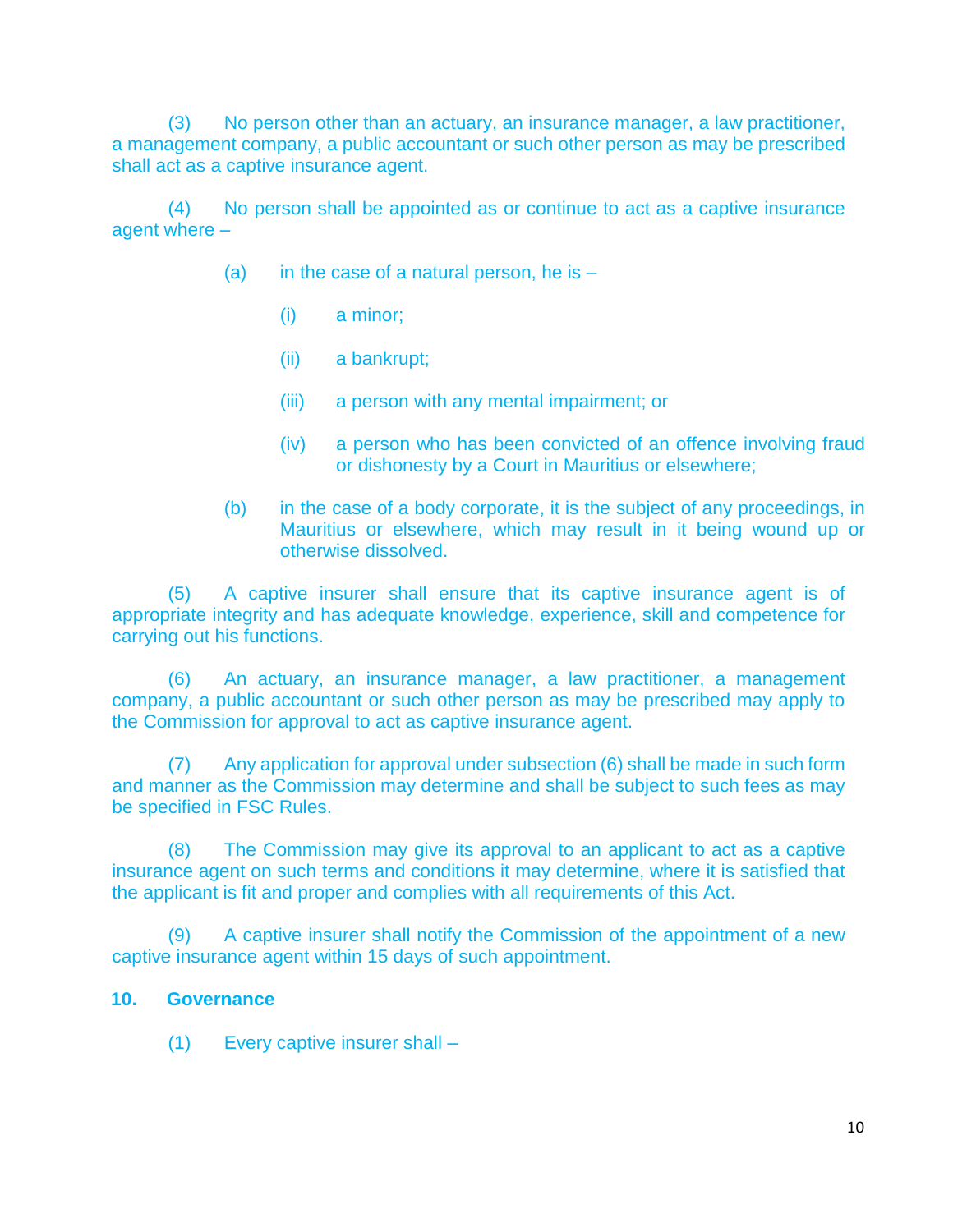(3) No person other than an actuary, an insurance manager, a law practitioner, a management company, a public accountant or such other person as may be prescribed shall act as a captive insurance agent.

(4) No person shall be appointed as or continue to act as a captive insurance agent where –

(a) in the case of a natural person, he is –

(i) a minor;

(ii) a bankrupt;

(iii) a person with any mental impairment; or

(iv) a person who has been convicted of an offence involving fraud or dishonesty by a Court in Mauritius or elsewhere;

(b) in the case of a body corporate, it is the subject of any proceedings, in Mauritius or elsewhere, which may result in it being wound up or otherwise dissolved.

(5) A captive insurer shall ensure that its captive insurance agent is of appropriate integrity and has adequate knowledge, experience, skill and competence for carrying out his functions.

(6) An actuary, an insurance manager, a law practitioner, a management company, a public accountant or such other person as may be prescribed may apply to the Commission for approval to act as captive insurance agent.

(7) Any application for approval under subsection (6) shall be made in such form and manner as the Commission may determine and shall be subject to such fees as may be specified in FSC Rules.

(8) The Commission may give its approval to an applicant to act as a captive insurance agent on such terms and conditions it may determine, where it is satisfied that the applicant is fit and proper and complies with all requirements of this Act.

(9) A captive insurer shall notify the Commission of the appointment of a new captive insurance agent within 15 days of such appointment.

**10. Governance**

(1) Every captive insurer shall –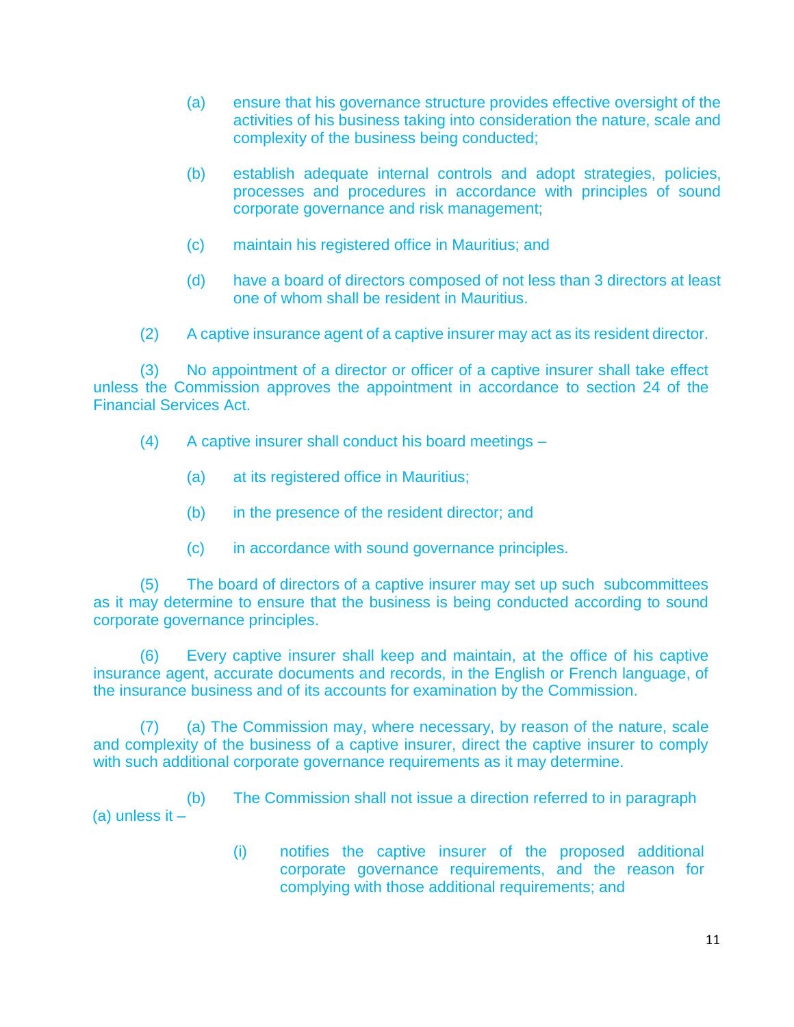(a) ensure that his governance structure provides effective oversight of the activities of his business taking into consideration the nature, scale and complexity of the business being conducted;

(b) establish adequate internal controls and adopt strategies, policies, processes and procedures in accordance with principles of sound corporate governance and risk management;

(c) maintain his registered office in Mauritius; and

(d) have a board of directors composed of not less than 3 directors at least one of whom shall be resident in Mauritius.

(2) A captive insurance agent of a captive insurer may act as its resident director.

(3) No appointment of a director or officer of a captive insurer shall take effect unless the Commission approves the appointment in accordance to section 24 of the Financial Services Act.

(4) A captive insurer shall conduct his board meetings –

(a) at its registered office in Mauritius;

(b) in the presence of the resident director; and

(c) in accordance with sound governance principles.

(5) The board of directors of a captive insurer may set up such subcommittees as it may determine to ensure that the business is being conducted according to sound corporate governance principles.

(6) Every captive insurer shall keep and maintain, at the office of his captive insurance agent, accurate documents and records, in the English or French language, of the insurance business and of its accounts for examination by the Commission.

(7) (a) The Commission may, where necessary, by reason of the nature, scale and complexity of the business of a captive insurer, direct the captive insurer to comply with such additional corporate governance requirements as it may determine.

(b) The Commission shall not issue a direction referred to in paragraph (a) unless it –

(i) notifies the captive insurer of the proposed additional corporate governance requirements, and the reason for complying with those additional requirements; and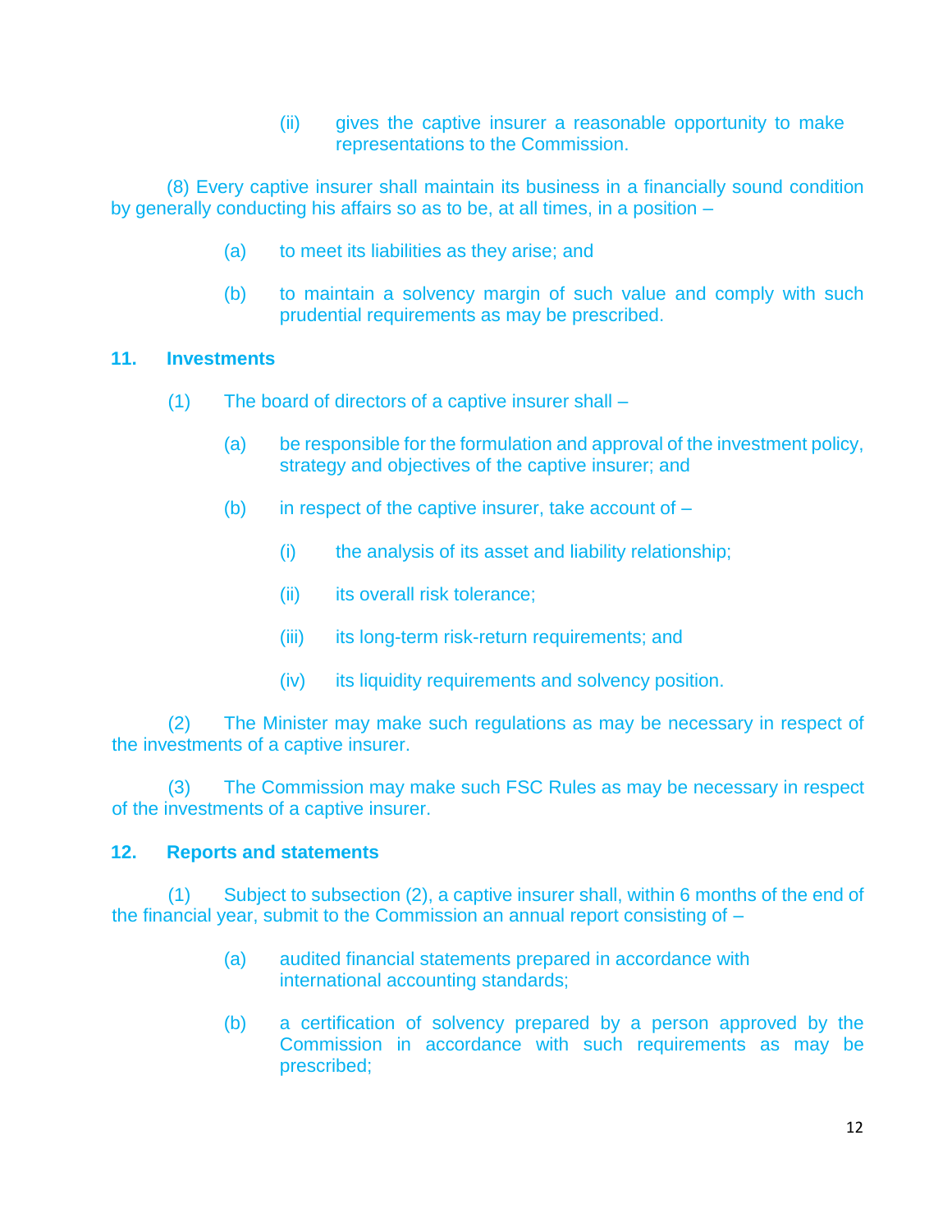(ii) gives the captive insurer a reasonable opportunity to make representations to the Commission.

(8) Every captive insurer shall maintain its business in a financially sound condition by generally conducting his affairs so as to be, at all times, in a position –

(a) to meet its liabilities as they arise; and

(b) to maintain a solvency margin of such value and comply with such prudential requirements as may be prescribed.

## 11. Investments

(1) The board of directors of a captive insurer shall –

(a) be responsible for the formulation and approval of the investment policy, strategy and objectives of the captive insurer; and

(b) in respect of the captive insurer, take account of –

(i) the analysis of its asset and liability relationship;

(ii) its overall risk tolerance;

(iii) its long-term risk-return requirements; and

(iv) its liquidity requirements and solvency position.

(2) The Minister may make such regulations as may be necessary in respect of the investments of a captive insurer.

(3) The Commission may make such FSC Rules as may be necessary in respect of the investments of a captive insurer.

## 12. Reports and statements

(1) Subject to subsection (2), a captive insurer shall, within 6 months of the end of the financial year, submit to the Commission an annual report consisting of –

(a) audited financial statements prepared in accordance with international accounting standards;

(b) a certification of solvency prepared by a person approved by the Commission in accordance with such requirements as may be prescribed;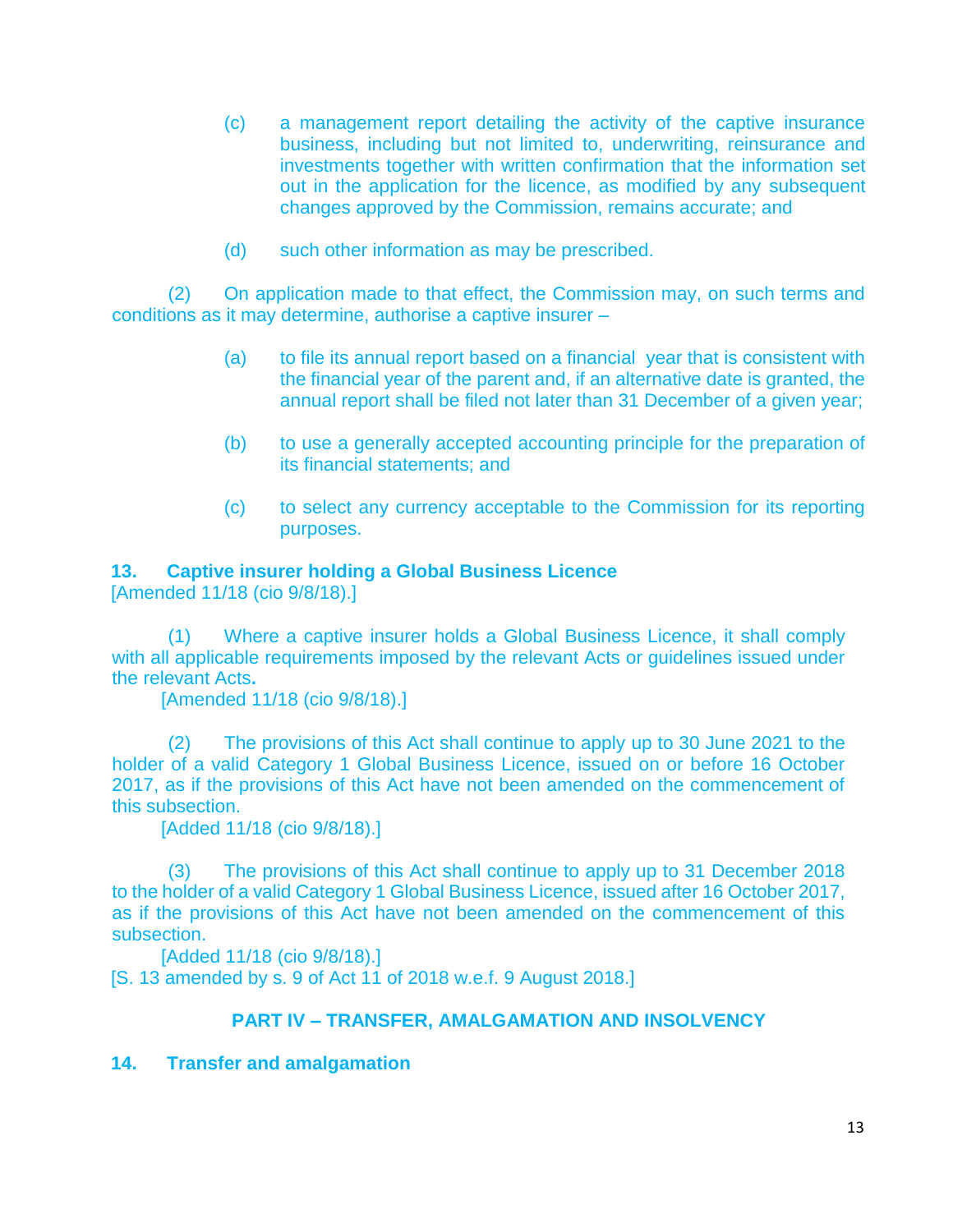(c) a management report detailing the activity of the captive insurance business, including but not limited to, underwriting, reinsurance and investments together with written confirmation that the information set out in the application for the licence, as modified by any subsequent changes approved by the Commission, remains accurate; and

(d) such other information as may be prescribed.

(2) On application made to that effect, the Commission may, on such terms and conditions as it may determine, authorise a captive insurer –

(a) to file its annual report based on a financial year that is consistent with the financial year of the parent and, if an alternative date is granted, the annual report shall be filed not later than 31 December of a given year;

(b) to use a generally accepted accounting principle for the preparation of its financial statements; and

(c) to select any currency acceptable to the Commission for its reporting purposes.

### 13. Captive insurer holding a Global Business Licence

[Amended 11/18 (cio 9/8/18).]

(1) Where a captive insurer holds a Global Business Licence, it shall comply with all applicable requirements imposed by the relevant Acts or guidelines issued under the relevant Acts**.**

[Amended 11/18 (cio 9/8/18).]

(2) The provisions of this Act shall continue to apply up to 30 June 2021 to the holder of a valid Category 1 Global Business Licence, issued on or before 16 October 2017, as if the provisions of this Act have not been amended on the commencement of this subsection.

[Added 11/18 (cio 9/8/18).]

(3) The provisions of this Act shall continue to apply up to 31 December 2018 to the holder of a valid Category 1 Global Business Licence, issued after 16 October 2017, as if the provisions of this Act have not been amended on the commencement of this subsection.

[Added 11/18 (cio 9/8/18).]

[S. 13 amended by s. 9 of Act 11 of 2018 w.e.f. 9 August 2018.]

## PART IV – TRANSFER, AMALGAMATION AND INSOLVENCY

### 14. Transfer and amalgamation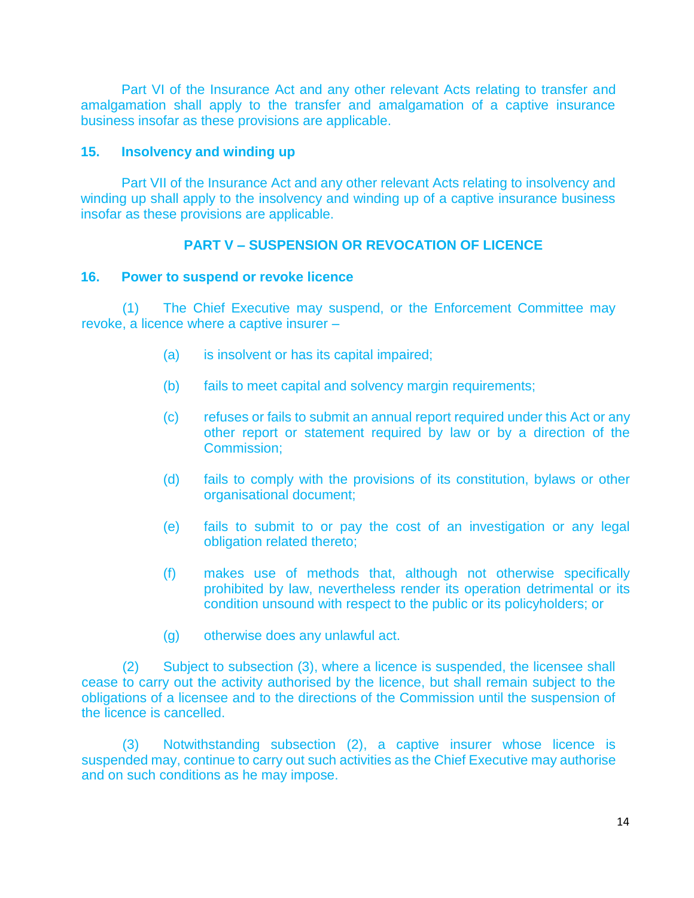Part VI of the Insurance Act and any other relevant Acts relating to transfer and amalgamation shall apply to the transfer and amalgamation of a captive insurance business insofar as these provisions are applicable.

### 15. Insolvency and winding up

Part VII of the Insurance Act and any other relevant Acts relating to insolvency and winding up shall apply to the insolvency and winding up of a captive insurance business insofar as these provisions are applicable.

## PART V – SUSPENSION OR REVOCATION OF LICENCE

### 16. Power to suspend or revoke licence

(1) The Chief Executive may suspend, or the Enforcement Committee may revoke, a licence where a captive insurer –

(a) is insolvent or has its capital impaired;

(b) fails to meet capital and solvency margin requirements;

(c) refuses or fails to submit an annual report required under this Act or any other report or statement required by law or by a direction of the Commission;

(d) fails to comply with the provisions of its constitution, bylaws or other organisational document;

(e) fails to submit to or pay the cost of an investigation or any legal obligation related thereto;

(f) makes use of methods that, although not otherwise specifically prohibited by law, nevertheless render its operation detrimental or its condition unsound with respect to the public or its policyholders; or

(g) otherwise does any unlawful act.

(2) Subject to subsection (3), where a licence is suspended, the licensee shall cease to carry out the activity authorised by the licence, but shall remain subject to the obligations of a licensee and to the directions of the Commission until the suspension of the licence is cancelled.

(3) Notwithstanding subsection (2), a captive insurer whose licence is suspended may, continue to carry out such activities as the Chief Executive may authorise and on such conditions as he may impose.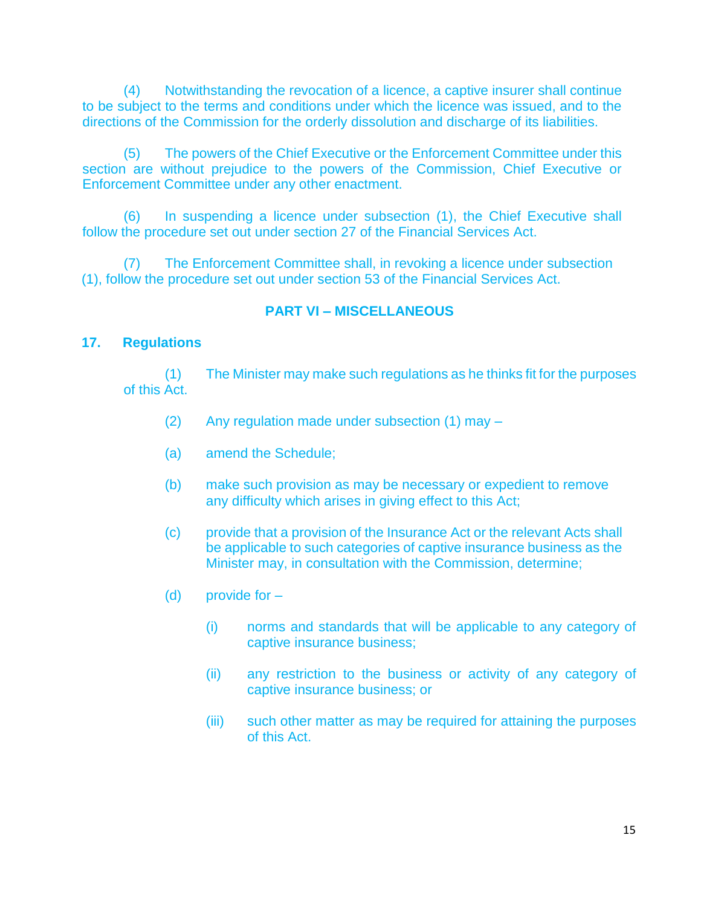(4) Notwithstanding the revocation of a licence, a captive insurer shall continue to be subject to the terms and conditions under which the licence was issued, and to the directions of the Commission for the orderly dissolution and discharge of its liabilities.

(5) The powers of the Chief Executive or the Enforcement Committee under this section are without prejudice to the powers of the Commission, Chief Executive or Enforcement Committee under any other enactment.

(6) In suspending a licence under subsection (1), the Chief Executive shall follow the procedure set out under section 27 of the Financial Services Act.

(7) The Enforcement Committee shall, in revoking a licence under subsection (1), follow the procedure set out under section 53 of the Financial Services Act.

## PART VI – MISCELLANEOUS

### 17. Regulations

(1) The Minister may make such regulations as he thinks fit for the purposes of this Act.

(2) Any regulation made under subsection (1) may –

(a) amend the Schedule;

(b) make such provision as may be necessary or expedient to remove any difficulty which arises in giving effect to this Act;

(c) provide that a provision of the Insurance Act or the relevant Acts shall be applicable to such categories of captive insurance business as the Minister may, in consultation with the Commission, determine;

(d) provide for –

(i) norms and standards that will be applicable to any category of captive insurance business;

(ii) any restriction to the business or activity of any category of captive insurance business; or

(iii) such other matter as may be required for attaining the purposes of this Act.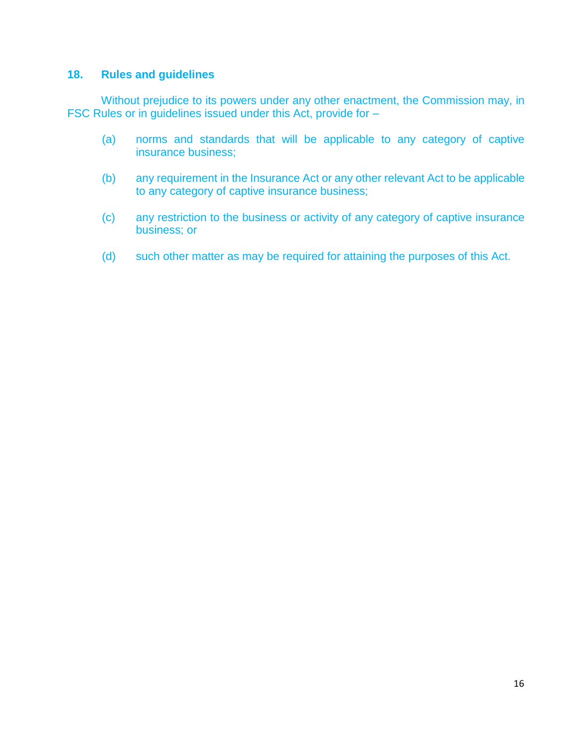### 18. Rules and guidelines

Without prejudice to its powers under any other enactment, the Commission may, in FSC Rules or in guidelines issued under this Act, provide for –

(a) norms and standards that will be applicable to any category of captive insurance business;

(b) any requirement in the Insurance Act or any other relevant Act to be applicable to any category of captive insurance business;

(c) any restriction to the business or activity of any category of captive insurance business; or

(d) such other matter as may be required for attaining the purposes of this Act.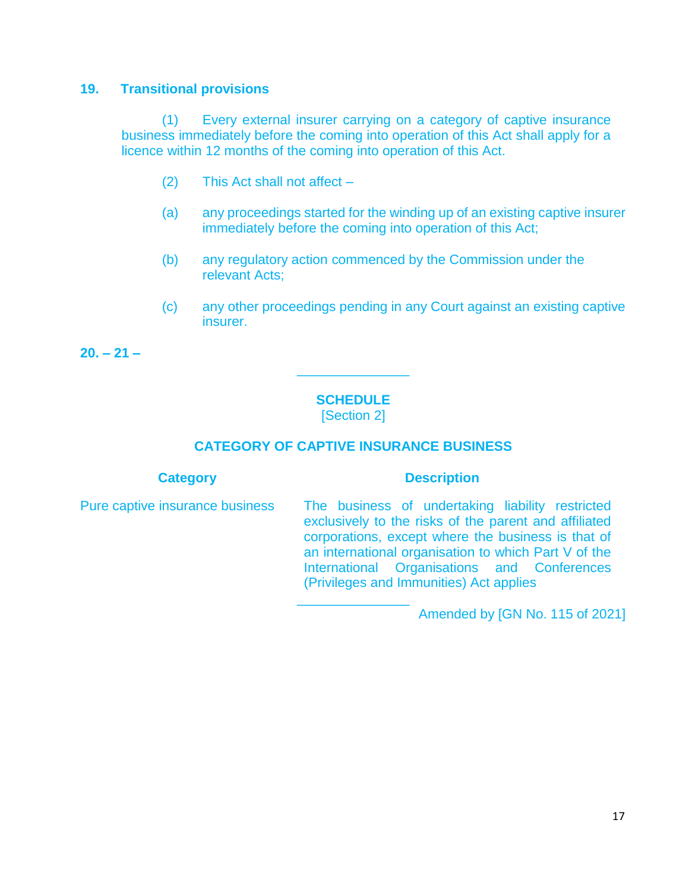**19. Transitional provisions**

(1) Every external insurer carrying on a category of captive insurance business immediately before the coming into operation of this Act shall apply for a licence within 12 months of the coming into operation of this Act.

(2) This Act shall not affect –

(a) any proceedings started for the winding up of an existing captive insurer immediately before the coming into operation of this Act;

(b) any regulatory action commenced by the Commission under the relevant Acts;

(c) any other proceedings pending in any Court against an existing captive insurer.

**20. – 21 –**

---

**SCHEDULE**
[Section 2]

**CATEGORY OF CAPTIVE INSURANCE BUSINESS**

| Category | Description |
| --- | --- |
| Pure captive insurance business | The business of undertaking liability restricted exclusively to the risks of the parent and affiliated corporations, except where the business is that of an international organisation to which Part V of the International Organisations and Conferences (Privileges and Immunities) Act applies |

---

Amended by [GN No. 115 of 2021]